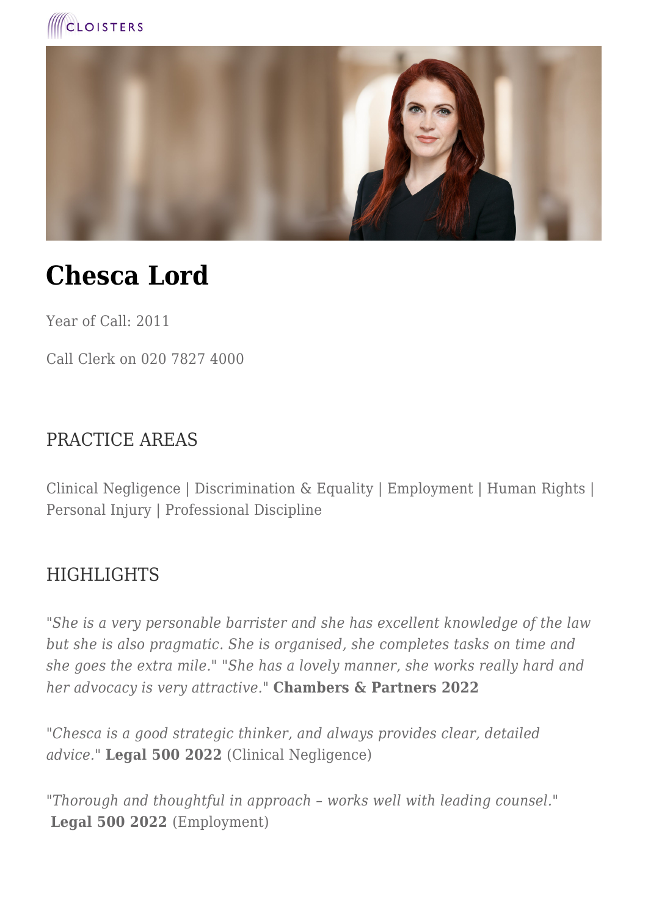# Chesca Lord

Year of Call: 2011

Call Clerk on 020 7827 4000

## PRACTICE AREAS

Clinical Negligence | Discrimination & Equality | Employment | Human Rights | Personal Injury | Professional Discipline

## HIGHLIGHTS

"*She is a very personable barrister and she has excellent knowledge of the law but she is also pragmatic. She is organised, she completes tasks on time and she goes the extra mile.*" "*She has a lovely manner, she works really hard and her advocacy is very attractive.*" **Chambers & Partners 2022**

"*Chesca is a good strategic thinker, and always provides clear, detailed advice.*" **Legal 500 2022** (Clinical Negligence)

"*Thorough and thoughtful in approach – works well with leading counsel.*" **Legal 500 2022** (Employment)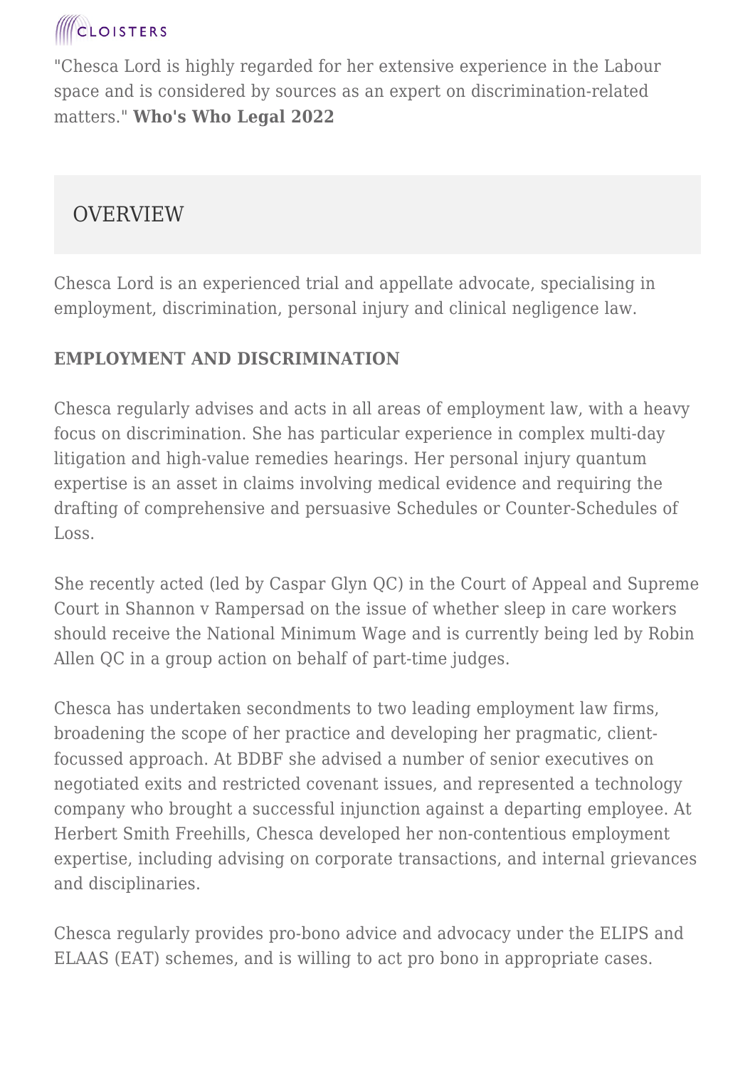"Chesca Lord is highly regarded for her extensive experience in the Labour space and is considered by sources as an expert on discrimination-related matters." **Who's Who Legal 2022**

## OVERVIEW

Chesca Lord is an experienced trial and appellate advocate, specialising in employment, discrimination, personal injury and clinical negligence law.

**EMPLOYMENT AND DISCRIMINATION**

Chesca regularly advises and acts in all areas of employment law, with a heavy focus on discrimination. She has particular experience in complex multi-day litigation and high-value remedies hearings. Her personal injury quantum expertise is an asset in claims involving medical evidence and requiring the drafting of comprehensive and persuasive Schedules or Counter-Schedules of Loss.

She recently acted (led by Caspar Glyn QC) in the Court of Appeal and Supreme Court in Shannon v Rampersad on the issue of whether sleep in care workers should receive the National Minimum Wage and is currently being led by Robin Allen QC in a group action on behalf of part-time judges.

Chesca has undertaken secondments to two leading employment law firms, broadening the scope of her practice and developing her pragmatic, client-focussed approach. At BDBF she advised a number of senior executives on negotiated exits and restricted covenant issues, and represented a technology company who brought a successful injunction against a departing employee. At Herbert Smith Freehills, Chesca developed her non-contentious employment expertise, including advising on corporate transactions, and internal grievances and disciplinaries.

Chesca regularly provides pro-bono advice and advocacy under the ELIPS and ELAAS (EAT) schemes, and is willing to act pro bono in appropriate cases.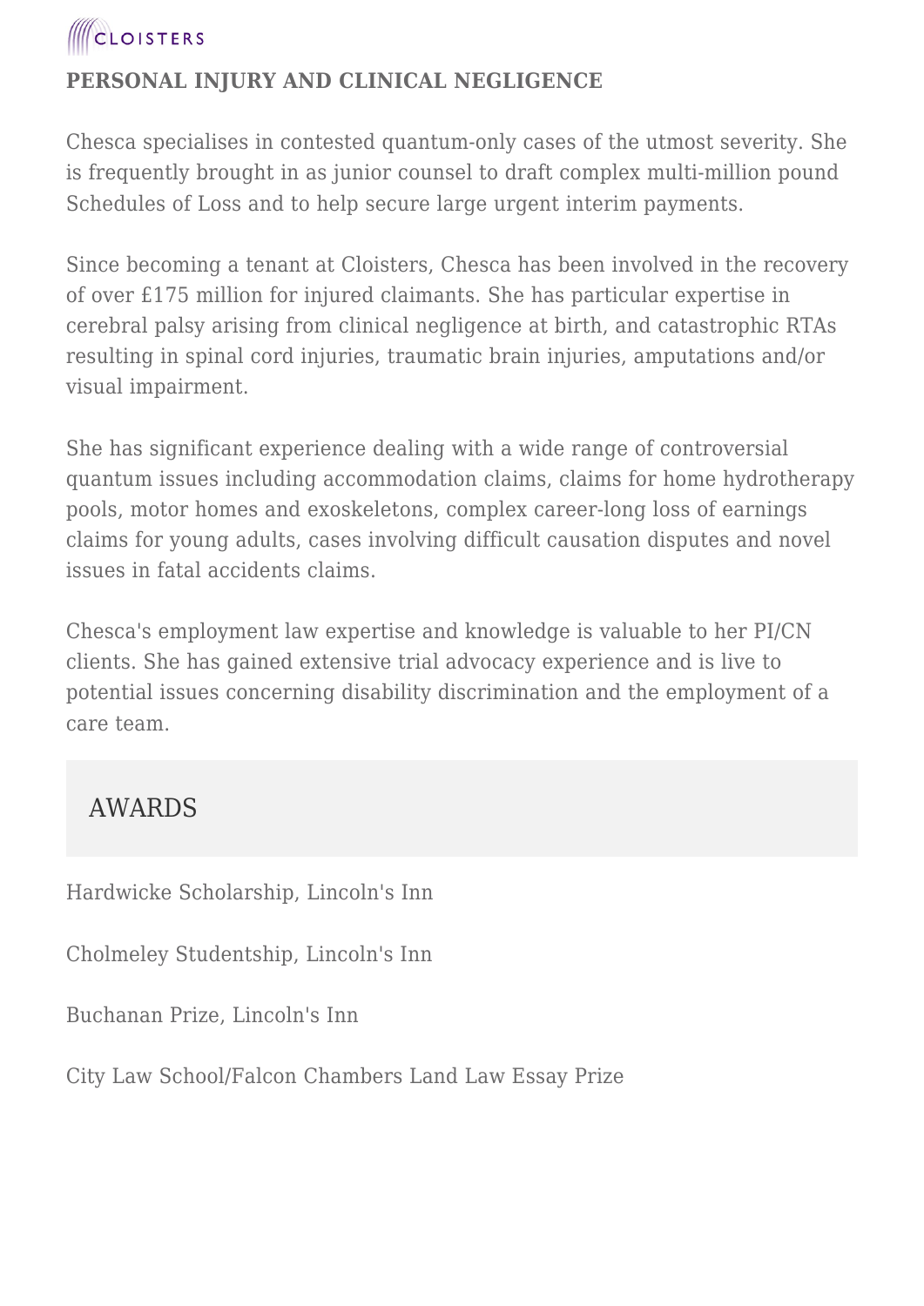## PERSONAL INJURY AND CLINICAL NEGLIGENCE

Chesca specialises in contested quantum-only cases of the utmost severity. She is frequently brought in as junior counsel to draft complex multi-million pound Schedules of Loss and to help secure large urgent interim payments.

Since becoming a tenant at Cloisters, Chesca has been involved in the recovery of over £175 million for injured claimants. She has particular expertise in cerebral palsy arising from clinical negligence at birth, and catastrophic RTAs resulting in spinal cord injuries, traumatic brain injuries, amputations and/or visual impairment.

She has significant experience dealing with a wide range of controversial quantum issues including accommodation claims, claims for home hydrotherapy pools, motor homes and exoskeletons, complex career-long loss of earnings claims for young adults, cases involving difficult causation disputes and novel issues in fatal accidents claims.

Chesca's employment law expertise and knowledge is valuable to her PI/CN clients. She has gained extensive trial advocacy experience and is live to potential issues concerning disability discrimination and the employment of a care team.

## AWARDS

Hardwicke Scholarship, Lincoln's Inn

Cholmeley Studentship, Lincoln's Inn

Buchanan Prize, Lincoln's Inn

City Law School/Falcon Chambers Land Law Essay Prize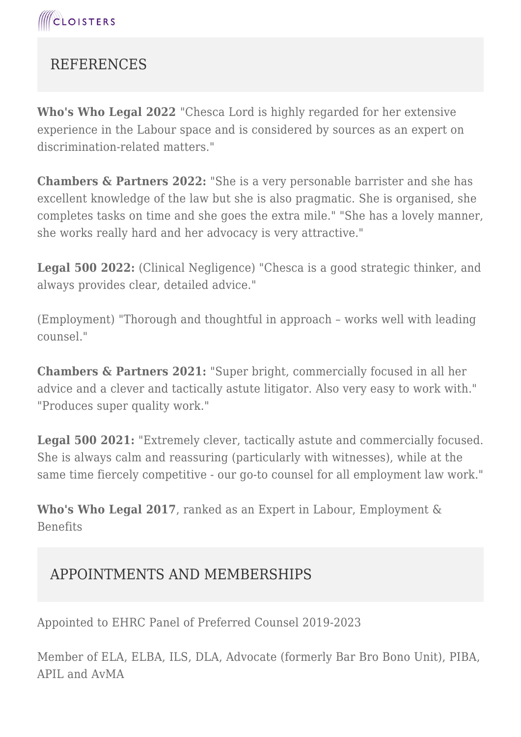## REFERENCES

**Who's Who Legal 2022** "Chesca Lord is highly regarded for her extensive experience in the Labour space and is considered by sources as an expert on discrimination-related matters."

**Chambers & Partners 2022:** "She is a very personable barrister and she has excellent knowledge of the law but she is also pragmatic. She is organised, she completes tasks on time and she goes the extra mile." "She has a lovely manner, she works really hard and her advocacy is very attractive."

**Legal 500 2022:** (Clinical Negligence) "Chesca is a good strategic thinker, and always provides clear, detailed advice."

(Employment) "Thorough and thoughtful in approach – works well with leading counsel."

**Chambers & Partners 2021:** "Super bright, commercially focused in all her advice and a clever and tactically astute litigator. Also very easy to work with." "Produces super quality work."

**Legal 500 2021:** "Extremely clever, tactically astute and commercially focused. She is always calm and reassuring (particularly with witnesses), while at the same time fiercely competitive - our go-to counsel for all employment law work."

**Who's Who Legal 2017**, ranked as an Expert in Labour, Employment & Benefits

## APPOINTMENTS AND MEMBERSHIPS

Appointed to EHRC Panel of Preferred Counsel 2019-2023

Member of ELA, ELBA, ILS, DLA, Advocate (formerly Bar Bro Bono Unit), PIBA, APIL and AvMA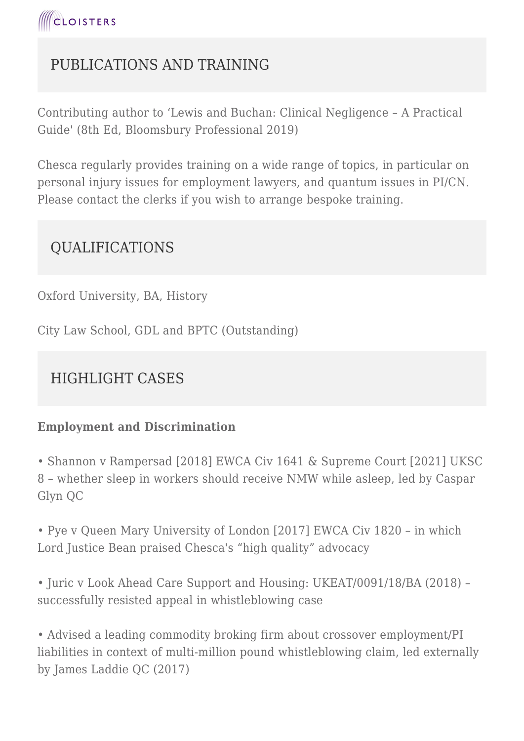## PUBLICATIONS AND TRAINING

Contributing author to 'Lewis and Buchan: Clinical Negligence – A Practical Guide' (8th Ed, Bloomsbury Professional 2019)

Chesca regularly provides training on a wide range of topics, in particular on personal injury issues for employment lawyers, and quantum issues in PI/CN. Please contact the clerks if you wish to arrange bespoke training.

## QUALIFICATIONS

Oxford University, BA, History

City Law School, GDL and BPTC (Outstanding)

## HIGHLIGHT CASES

**Employment and Discrimination**

- Shannon v Rampersad [2018] EWCA Civ 1641 & Supreme Court [2021] UKSC 8 – whether sleep in workers should receive NMW while asleep, led by Caspar Glyn QC

- Pye v Queen Mary University of London [2017] EWCA Civ 1820 – in which Lord Justice Bean praised Chesca's "high quality" advocacy

- Juric v Look Ahead Care Support and Housing: UKEAT/0091/18/BA (2018) – successfully resisted appeal in whistleblowing case

- Advised a leading commodity broking firm about crossover employment/PI liabilities in context of multi-million pound whistleblowing claim, led externally by James Laddie QC (2017)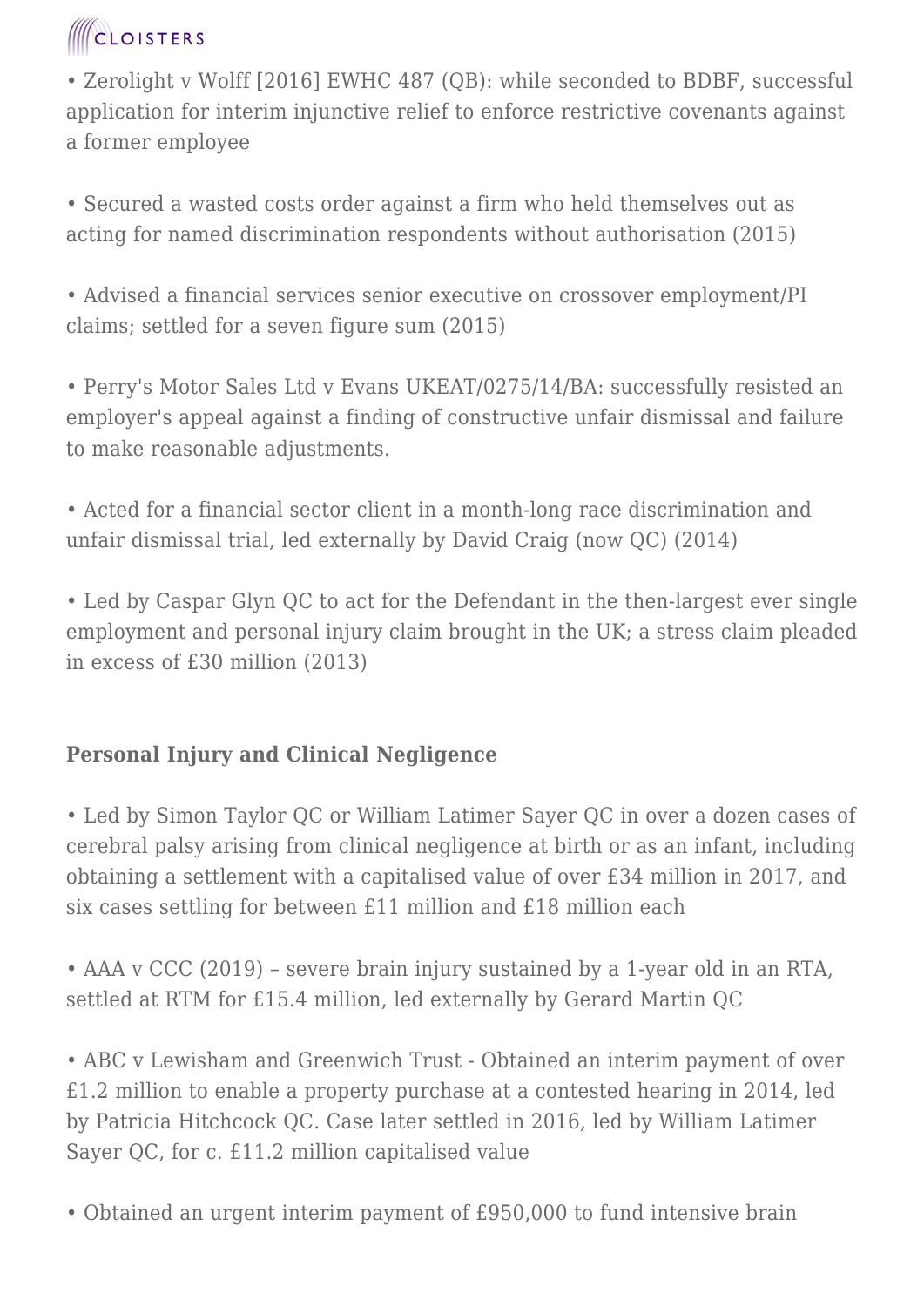- Zerolight v Wolff [2016] EWHC 487 (QB): while seconded to BDBF, successful application for interim injunctive relief to enforce restrictive covenants against a former employee

- Secured a wasted costs order against a firm who held themselves out as acting for named discrimination respondents without authorisation (2015)

- Advised a financial services senior executive on crossover employment/PI claims; settled for a seven figure sum (2015)

- Perry's Motor Sales Ltd v Evans UKEAT/0275/14/BA: successfully resisted an employer's appeal against a finding of constructive unfair dismissal and failure to make reasonable adjustments.

- Acted for a financial sector client in a month-long race discrimination and unfair dismissal trial, led externally by David Craig (now QC) (2014)

- Led by Caspar Glyn QC to act for the Defendant in the then-largest ever single employment and personal injury claim brought in the UK; a stress claim pleaded in excess of £30 million (2013)

**Personal Injury and Clinical Negligence**

- Led by Simon Taylor QC or William Latimer Sayer QC in over a dozen cases of cerebral palsy arising from clinical negligence at birth or as an infant, including obtaining a settlement with a capitalised value of over £34 million in 2017, and six cases settling for between £11 million and £18 million each

- AAA v CCC (2019) – severe brain injury sustained by a 1-year old in an RTA, settled at RTM for £15.4 million, led externally by Gerard Martin QC

- ABC v Lewisham and Greenwich Trust - Obtained an interim payment of over £1.2 million to enable a property purchase at a contested hearing in 2014, led by Patricia Hitchcock QC. Case later settled in 2016, led by William Latimer Sayer QC, for c. £11.2 million capitalised value

- Obtained an urgent interim payment of £950,000 to fund intensive brain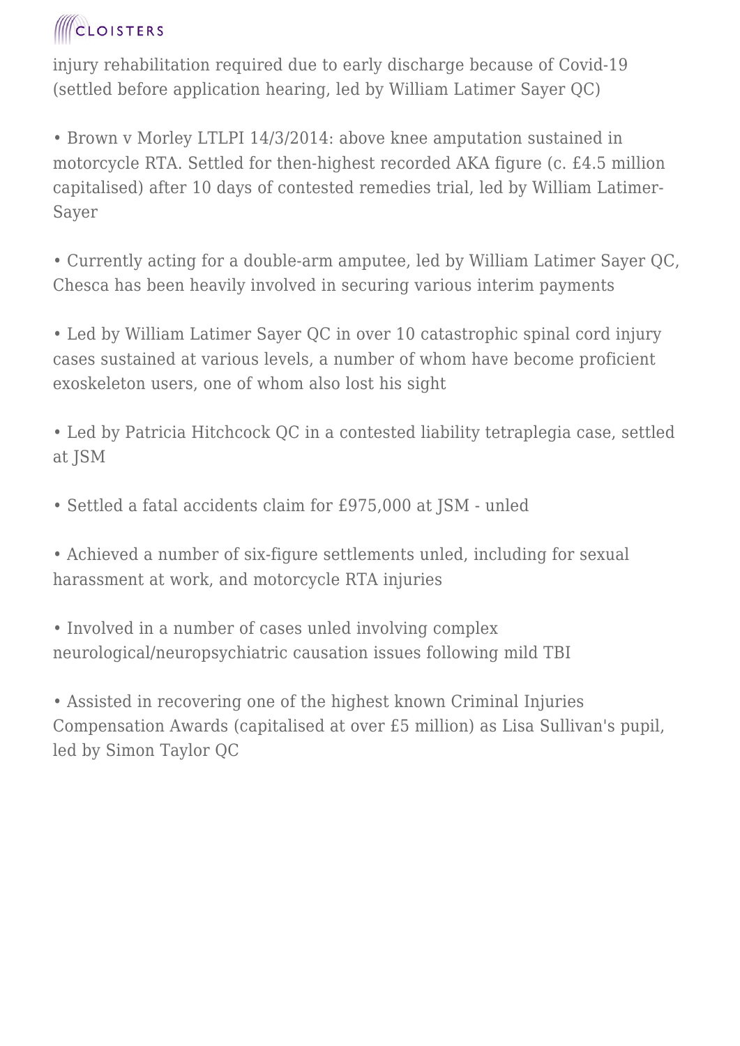injury rehabilitation required due to early discharge because of Covid-19 (settled before application hearing, led by William Latimer Sayer QC)

- Brown v Morley LTLPI 14/3/2014: above knee amputation sustained in motorcycle RTA. Settled for then-highest recorded AKA figure (c. £4.5 million capitalised) after 10 days of contested remedies trial, led by William Latimer-Sayer

- Currently acting for a double-arm amputee, led by William Latimer Sayer QC, Chesca has been heavily involved in securing various interim payments

- Led by William Latimer Sayer QC in over 10 catastrophic spinal cord injury cases sustained at various levels, a number of whom have become proficient exoskeleton users, one of whom also lost his sight

- Led by Patricia Hitchcock QC in a contested liability tetraplegia case, settled at JSM

- Settled a fatal accidents claim for £975,000 at JSM - unled

- Achieved a number of six-figure settlements unled, including for sexual harassment at work, and motorcycle RTA injuries

- Involved in a number of cases unled involving complex neurological/neuropsychiatric causation issues following mild TBI

- Assisted in recovering one of the highest known Criminal Injuries Compensation Awards (capitalised at over £5 million) as Lisa Sullivan's pupil, led by Simon Taylor QC